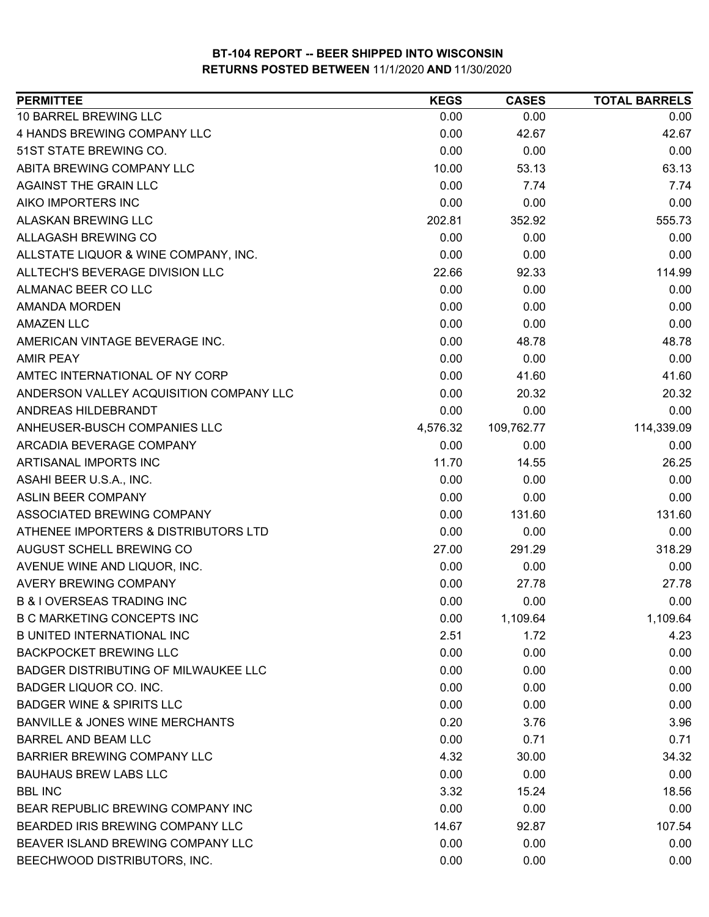# BT-104 REPORT -- BEER SHIPPED INTO WISCONSIN

## RETURNS POSTED BETWEEN 11/1/2020 AND 11/30/2020

| PERMITTEE | KEGS | CASES | TOTAL BARRELS |
|---|---|---|---|
| 10 BARREL BREWING LLC | 0.00 | 0.00 | 0.00 |
| 4 HANDS BREWING COMPANY LLC | 0.00 | 42.67 | 42.67 |
| 51ST STATE BREWING CO. | 0.00 | 0.00 | 0.00 |
| ABITA BREWING COMPANY LLC | 10.00 | 53.13 | 63.13 |
| AGAINST THE GRAIN LLC | 0.00 | 7.74 | 7.74 |
| AIKO IMPORTERS INC | 0.00 | 0.00 | 0.00 |
| ALASKAN BREWING LLC | 202.81 | 352.92 | 555.73 |
| ALLAGASH BREWING CO | 0.00 | 0.00 | 0.00 |
| ALLSTATE LIQUOR & WINE COMPANY, INC. | 0.00 | 0.00 | 0.00 |
| ALLTECH'S BEVERAGE DIVISION LLC | 22.66 | 92.33 | 114.99 |
| ALMANAC BEER CO LLC | 0.00 | 0.00 | 0.00 |
| AMANDA MORDEN | 0.00 | 0.00 | 0.00 |
| AMAZEN LLC | 0.00 | 0.00 | 0.00 |
| AMERICAN VINTAGE BEVERAGE INC. | 0.00 | 48.78 | 48.78 |
| AMIR PEAY | 0.00 | 0.00 | 0.00 |
| AMTEC INTERNATIONAL OF NY CORP | 0.00 | 41.60 | 41.60 |
| ANDERSON VALLEY ACQUISITION COMPANY LLC | 0.00 | 20.32 | 20.32 |
| ANDREAS HILDEBRANDT | 0.00 | 0.00 | 0.00 |
| ANHEUSER-BUSCH COMPANIES LLC | 4,576.32 | 109,762.77 | 114,339.09 |
| ARCADIA BEVERAGE COMPANY | 0.00 | 0.00 | 0.00 |
| ARTISANAL IMPORTS INC | 11.70 | 14.55 | 26.25 |
| ASAHI BEER U.S.A., INC. | 0.00 | 0.00 | 0.00 |
| ASLIN BEER COMPANY | 0.00 | 0.00 | 0.00 |
| ASSOCIATED BREWING COMPANY | 0.00 | 131.60 | 131.60 |
| ATHENEE IMPORTERS & DISTRIBUTORS LTD | 0.00 | 0.00 | 0.00 |
| AUGUST SCHELL BREWING CO | 27.00 | 291.29 | 318.29 |
| AVENUE WINE AND LIQUOR, INC. | 0.00 | 0.00 | 0.00 |
| AVERY BREWING COMPANY | 0.00 | 27.78 | 27.78 |
| B & I OVERSEAS TRADING INC | 0.00 | 0.00 | 0.00 |
| B C MARKETING CONCEPTS INC | 0.00 | 1,109.64 | 1,109.64 |
| B UNITED INTERNATIONAL INC | 2.51 | 1.72 | 4.23 |
| BACKPOCKET BREWING LLC | 0.00 | 0.00 | 0.00 |
| BADGER DISTRIBUTING OF MILWAUKEE LLC | 0.00 | 0.00 | 0.00 |
| BADGER LIQUOR CO. INC. | 0.00 | 0.00 | 0.00 |
| BADGER WINE & SPIRITS LLC | 0.00 | 0.00 | 0.00 |
| BANVILLE & JONES WINE MERCHANTS | 0.20 | 3.76 | 3.96 |
| BARREL AND BEAM LLC | 0.00 | 0.71 | 0.71 |
| BARRIER BREWING COMPANY LLC | 4.32 | 30.00 | 34.32 |
| BAUHAUS BREW LABS LLC | 0.00 | 0.00 | 0.00 |
| BBL INC | 3.32 | 15.24 | 18.56 |
| BEAR REPUBLIC BREWING COMPANY INC | 0.00 | 0.00 | 0.00 |
| BEARDED IRIS BREWING COMPANY LLC | 14.67 | 92.87 | 107.54 |
| BEAVER ISLAND BREWING COMPANY LLC | 0.00 | 0.00 | 0.00 |
| BEECHWOOD DISTRIBUTORS, INC. | 0.00 | 0.00 | 0.00 |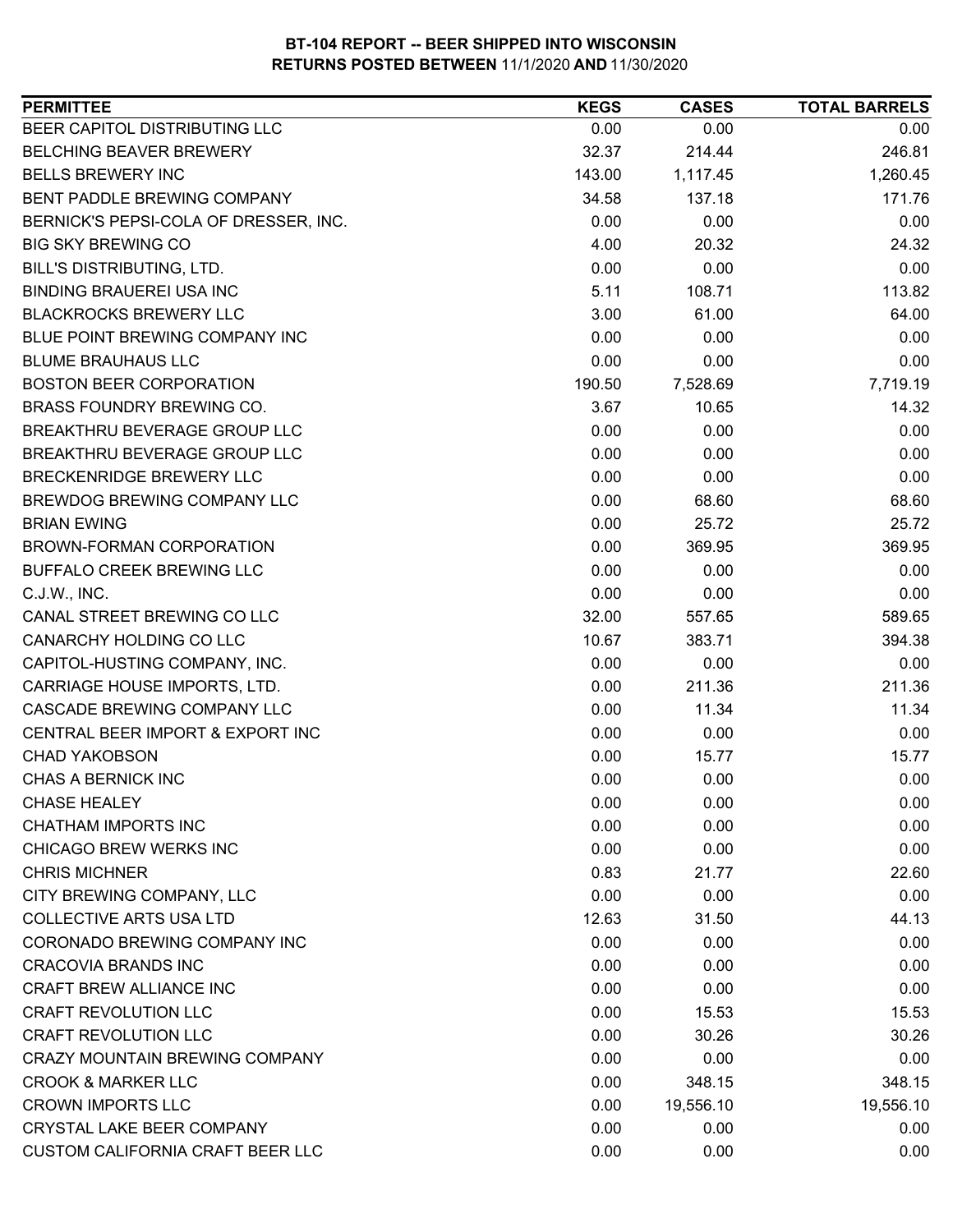**BT-104 REPORT -- BEER SHIPPED INTO WISCONSIN**
**RETURNS POSTED BETWEEN** 11/1/2020 **AND** 11/30/2020

| PERMITTEE | KEGS | CASES | TOTAL BARRELS |
|---|---|---|---|
| BEER CAPITOL DISTRIBUTING LLC | 0.00 | 0.00 | 0.00 |
| BELCHING BEAVER BREWERY | 32.37 | 214.44 | 246.81 |
| BELLS BREWERY INC | 143.00 | 1,117.45 | 1,260.45 |
| BENT PADDLE BREWING COMPANY | 34.58 | 137.18 | 171.76 |
| BERNICK'S PEPSI-COLA OF DRESSER, INC. | 0.00 | 0.00 | 0.00 |
| BIG SKY BREWING CO | 4.00 | 20.32 | 24.32 |
| BILL'S DISTRIBUTING, LTD. | 0.00 | 0.00 | 0.00 |
| BINDING BRAUEREI USA INC | 5.11 | 108.71 | 113.82 |
| BLACKROCKS BREWERY LLC | 3.00 | 61.00 | 64.00 |
| BLUE POINT BREWING COMPANY INC | 0.00 | 0.00 | 0.00 |
| BLUME BRAUHAUS LLC | 0.00 | 0.00 | 0.00 |
| BOSTON BEER CORPORATION | 190.50 | 7,528.69 | 7,719.19 |
| BRASS FOUNDRY BREWING CO. | 3.67 | 10.65 | 14.32 |
| BREAKTHRU BEVERAGE GROUP LLC | 0.00 | 0.00 | 0.00 |
| BREAKTHRU BEVERAGE GROUP LLC | 0.00 | 0.00 | 0.00 |
| BRECKENRIDGE BREWERY LLC | 0.00 | 0.00 | 0.00 |
| BREWDOG BREWING COMPANY LLC | 0.00 | 68.60 | 68.60 |
| BRIAN EWING | 0.00 | 25.72 | 25.72 |
| BROWN-FORMAN CORPORATION | 0.00 | 369.95 | 369.95 |
| BUFFALO CREEK BREWING LLC | 0.00 | 0.00 | 0.00 |
| C.J.W., INC. | 0.00 | 0.00 | 0.00 |
| CANAL STREET BREWING CO LLC | 32.00 | 557.65 | 589.65 |
| CANARCHY HOLDING CO LLC | 10.67 | 383.71 | 394.38 |
| CAPITOL-HUSTING COMPANY, INC. | 0.00 | 0.00 | 0.00 |
| CARRIAGE HOUSE IMPORTS, LTD. | 0.00 | 211.36 | 211.36 |
| CASCADE BREWING COMPANY LLC | 0.00 | 11.34 | 11.34 |
| CENTRAL BEER IMPORT & EXPORT INC | 0.00 | 0.00 | 0.00 |
| CHAD YAKOBSON | 0.00 | 15.77 | 15.77 |
| CHAS A BERNICK INC | 0.00 | 0.00 | 0.00 |
| CHASE HEALEY | 0.00 | 0.00 | 0.00 |
| CHATHAM IMPORTS INC | 0.00 | 0.00 | 0.00 |
| CHICAGO BREW WERKS INC | 0.00 | 0.00 | 0.00 |
| CHRIS MICHNER | 0.83 | 21.77 | 22.60 |
| CITY BREWING COMPANY, LLC | 0.00 | 0.00 | 0.00 |
| COLLECTIVE ARTS USA LTD | 12.63 | 31.50 | 44.13 |
| CORONADO BREWING COMPANY INC | 0.00 | 0.00 | 0.00 |
| CRACOVIA BRANDS INC | 0.00 | 0.00 | 0.00 |
| CRAFT BREW ALLIANCE INC | 0.00 | 0.00 | 0.00 |
| CRAFT REVOLUTION LLC | 0.00 | 15.53 | 15.53 |
| CRAFT REVOLUTION LLC | 0.00 | 30.26 | 30.26 |
| CRAZY MOUNTAIN BREWING COMPANY | 0.00 | 0.00 | 0.00 |
| CROOK & MARKER LLC | 0.00 | 348.15 | 348.15 |
| CROWN IMPORTS LLC | 0.00 | 19,556.10 | 19,556.10 |
| CRYSTAL LAKE BEER COMPANY | 0.00 | 0.00 | 0.00 |
| CUSTOM CALIFORNIA CRAFT BEER LLC | 0.00 | 0.00 | 0.00 |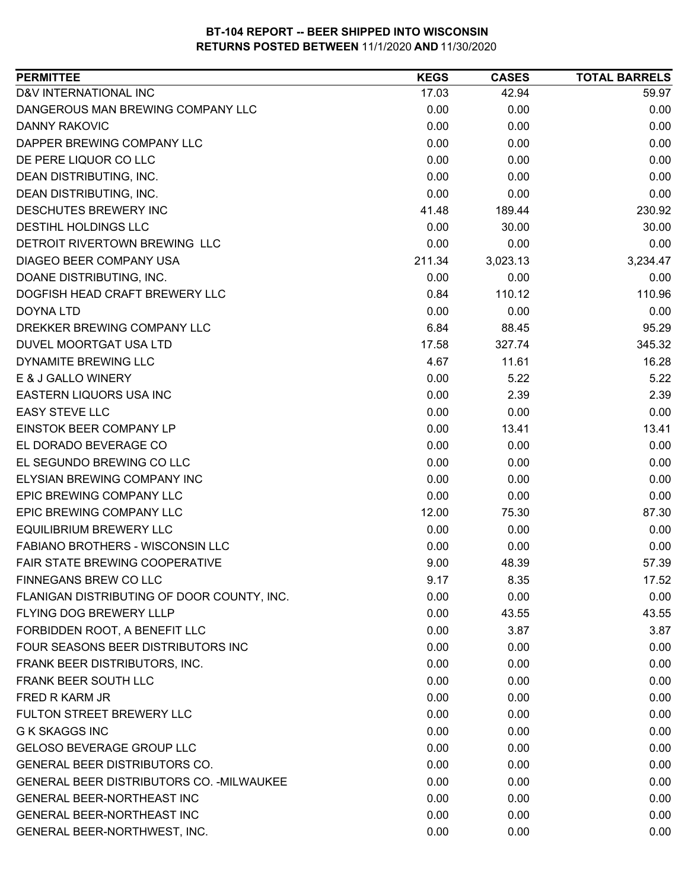**BT-104 REPORT -- BEER SHIPPED INTO WISCONSIN**
**RETURNS POSTED BETWEEN 11/1/2020 AND 11/30/2020**

| PERMITTEE | KEGS | CASES | TOTAL BARRELS |
|---|---|---|---|
| D&V INTERNATIONAL INC | 17.03 | 42.94 | 59.97 |
| DANGEROUS MAN BREWING COMPANY LLC | 0.00 | 0.00 | 0.00 |
| DANNY RAKOVIC | 0.00 | 0.00 | 0.00 |
| DAPPER BREWING COMPANY LLC | 0.00 | 0.00 | 0.00 |
| DE PERE LIQUOR CO LLC | 0.00 | 0.00 | 0.00 |
| DEAN DISTRIBUTING, INC. | 0.00 | 0.00 | 0.00 |
| DEAN DISTRIBUTING, INC. | 0.00 | 0.00 | 0.00 |
| DESCHUTES BREWERY INC | 41.48 | 189.44 | 230.92 |
| DESTIHL HOLDINGS LLC | 0.00 | 30.00 | 30.00 |
| DETROIT RIVERTOWN BREWING LLC | 0.00 | 0.00 | 0.00 |
| DIAGEO BEER COMPANY USA | 211.34 | 3,023.13 | 3,234.47 |
| DOANE DISTRIBUTING, INC. | 0.00 | 0.00 | 0.00 |
| DOGFISH HEAD CRAFT BREWERY LLC | 0.84 | 110.12 | 110.96 |
| DOYNA LTD | 0.00 | 0.00 | 0.00 |
| DREKKER BREWING COMPANY LLC | 6.84 | 88.45 | 95.29 |
| DUVEL MOORTGAT USA LTD | 17.58 | 327.74 | 345.32 |
| DYNAMITE BREWING LLC | 4.67 | 11.61 | 16.28 |
| E & J GALLO WINERY | 0.00 | 5.22 | 5.22 |
| EASTERN LIQUORS USA INC | 0.00 | 2.39 | 2.39 |
| EASY STEVE LLC | 0.00 | 0.00 | 0.00 |
| EINSTOK BEER COMPANY LP | 0.00 | 13.41 | 13.41 |
| EL DORADO BEVERAGE CO | 0.00 | 0.00 | 0.00 |
| EL SEGUNDO BREWING CO LLC | 0.00 | 0.00 | 0.00 |
| ELYSIAN BREWING COMPANY INC | 0.00 | 0.00 | 0.00 |
| EPIC BREWING COMPANY LLC | 0.00 | 0.00 | 0.00 |
| EPIC BREWING COMPANY LLC | 12.00 | 75.30 | 87.30 |
| EQUILIBRIUM BREWERY LLC | 0.00 | 0.00 | 0.00 |
| FABIANO BROTHERS - WISCONSIN LLC | 0.00 | 0.00 | 0.00 |
| FAIR STATE BREWING COOPERATIVE | 9.00 | 48.39 | 57.39 |
| FINNEGANS BREW CO LLC | 9.17 | 8.35 | 17.52 |
| FLANIGAN DISTRIBUTING OF DOOR COUNTY, INC. | 0.00 | 0.00 | 0.00 |
| FLYING DOG BREWERY LLLP | 0.00 | 43.55 | 43.55 |
| FORBIDDEN ROOT, A BENEFIT LLC | 0.00 | 3.87 | 3.87 |
| FOUR SEASONS BEER DISTRIBUTORS INC | 0.00 | 0.00 | 0.00 |
| FRANK BEER DISTRIBUTORS, INC. | 0.00 | 0.00 | 0.00 |
| FRANK BEER SOUTH LLC | 0.00 | 0.00 | 0.00 |
| FRED R KARM JR | 0.00 | 0.00 | 0.00 |
| FULTON STREET BREWERY LLC | 0.00 | 0.00 | 0.00 |
| G K SKAGGS INC | 0.00 | 0.00 | 0.00 |
| GELOSO BEVERAGE GROUP LLC | 0.00 | 0.00 | 0.00 |
| GENERAL BEER DISTRIBUTORS CO. | 0.00 | 0.00 | 0.00 |
| GENERAL BEER DISTRIBUTORS CO. -MILWAUKEE | 0.00 | 0.00 | 0.00 |
| GENERAL BEER-NORTHEAST INC | 0.00 | 0.00 | 0.00 |
| GENERAL BEER-NORTHEAST INC | 0.00 | 0.00 | 0.00 |
| GENERAL BEER-NORTHWEST, INC. | 0.00 | 0.00 | 0.00 |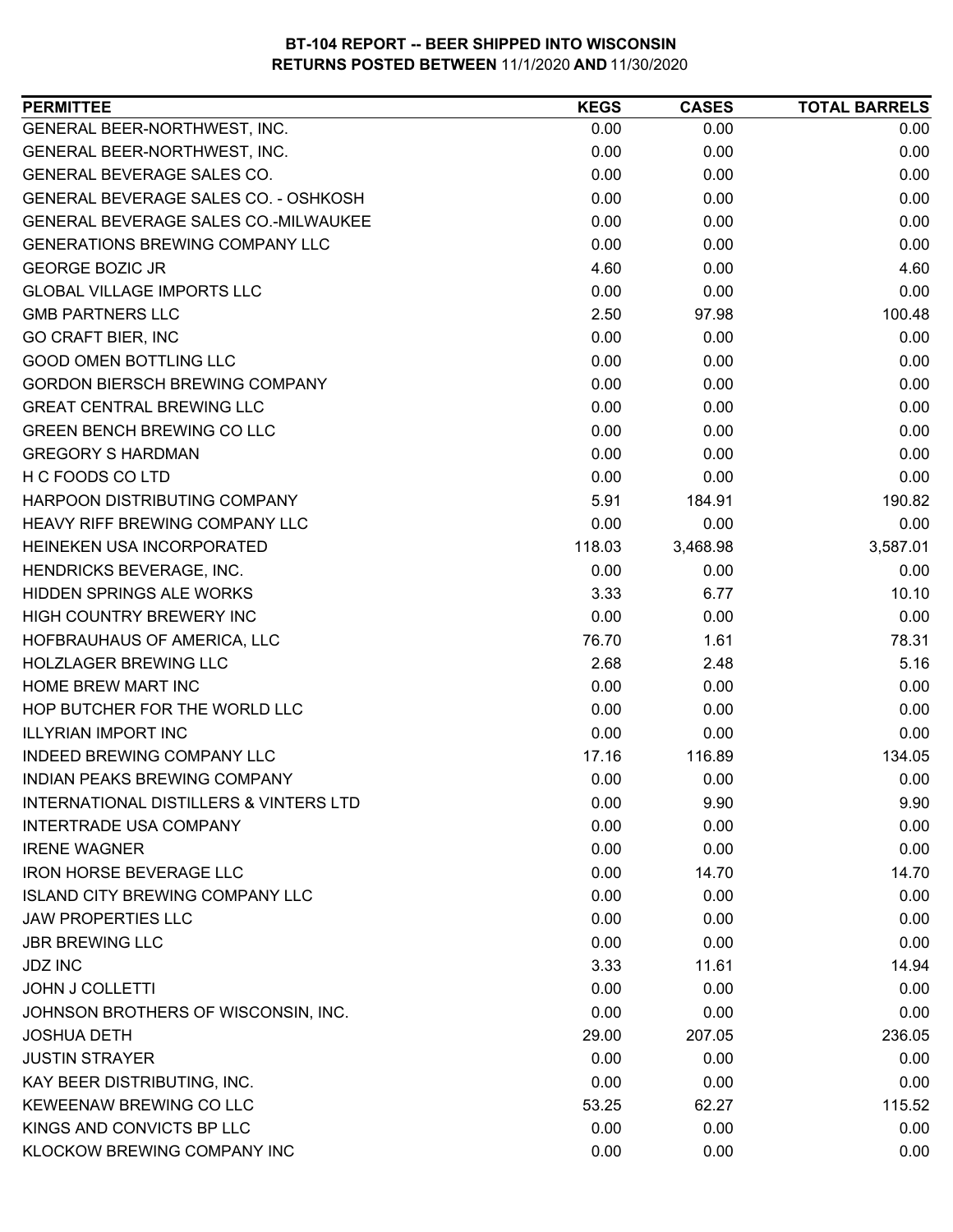**BT-104 REPORT -- BEER SHIPPED INTO WISCONSIN**
**RETURNS POSTED BETWEEN** 11/1/2020 **AND** 11/30/2020

| PERMITTEE | KEGS | CASES | TOTAL BARRELS |
|---|---|---|---|
| GENERAL BEER-NORTHWEST, INC. | 0.00 | 0.00 | 0.00 |
| GENERAL BEER-NORTHWEST, INC. | 0.00 | 0.00 | 0.00 |
| GENERAL BEVERAGE SALES CO. | 0.00 | 0.00 | 0.00 |
| GENERAL BEVERAGE SALES CO. - OSHKOSH | 0.00 | 0.00 | 0.00 |
| GENERAL BEVERAGE SALES CO.-MILWAUKEE | 0.00 | 0.00 | 0.00 |
| GENERATIONS BREWING COMPANY LLC | 0.00 | 0.00 | 0.00 |
| GEORGE BOZIC JR | 4.60 | 0.00 | 4.60 |
| GLOBAL VILLAGE IMPORTS LLC | 0.00 | 0.00 | 0.00 |
| GMB PARTNERS LLC | 2.50 | 97.98 | 100.48 |
| GO CRAFT BIER, INC | 0.00 | 0.00 | 0.00 |
| GOOD OMEN BOTTLING LLC | 0.00 | 0.00 | 0.00 |
| GORDON BIERSCH BREWING COMPANY | 0.00 | 0.00 | 0.00 |
| GREAT CENTRAL BREWING LLC | 0.00 | 0.00 | 0.00 |
| GREEN BENCH BREWING CO LLC | 0.00 | 0.00 | 0.00 |
| GREGORY S HARDMAN | 0.00 | 0.00 | 0.00 |
| H C FOODS CO LTD | 0.00 | 0.00 | 0.00 |
| HARPOON DISTRIBUTING COMPANY | 5.91 | 184.91 | 190.82 |
| HEAVY RIFF BREWING COMPANY LLC | 0.00 | 0.00 | 0.00 |
| HEINEKEN USA INCORPORATED | 118.03 | 3,468.98 | 3,587.01 |
| HENDRICKS BEVERAGE, INC. | 0.00 | 0.00 | 0.00 |
| HIDDEN SPRINGS ALE WORKS | 3.33 | 6.77 | 10.10 |
| HIGH COUNTRY BREWERY INC | 0.00 | 0.00 | 0.00 |
| HOFBRAUHAUS OF AMERICA, LLC | 76.70 | 1.61 | 78.31 |
| HOLZLAGER BREWING LLC | 2.68 | 2.48 | 5.16 |
| HOME BREW MART INC | 0.00 | 0.00 | 0.00 |
| HOP BUTCHER FOR THE WORLD LLC | 0.00 | 0.00 | 0.00 |
| ILLYRIAN IMPORT INC | 0.00 | 0.00 | 0.00 |
| INDEED BREWING COMPANY LLC | 17.16 | 116.89 | 134.05 |
| INDIAN PEAKS BREWING COMPANY | 0.00 | 0.00 | 0.00 |
| INTERNATIONAL DISTILLERS & VINTERS LTD | 0.00 | 9.90 | 9.90 |
| INTERTRADE USA COMPANY | 0.00 | 0.00 | 0.00 |
| IRENE WAGNER | 0.00 | 0.00 | 0.00 |
| IRON HORSE BEVERAGE LLC | 0.00 | 14.70 | 14.70 |
| ISLAND CITY BREWING COMPANY LLC | 0.00 | 0.00 | 0.00 |
| JAW PROPERTIES LLC | 0.00 | 0.00 | 0.00 |
| JBR BREWING LLC | 0.00 | 0.00 | 0.00 |
| JDZ INC | 3.33 | 11.61 | 14.94 |
| JOHN J COLLETTI | 0.00 | 0.00 | 0.00 |
| JOHNSON BROTHERS OF WISCONSIN, INC. | 0.00 | 0.00 | 0.00 |
| JOSHUA DETH | 29.00 | 207.05 | 236.05 |
| JUSTIN STRAYER | 0.00 | 0.00 | 0.00 |
| KAY BEER DISTRIBUTING, INC. | 0.00 | 0.00 | 0.00 |
| KEWEENAW BREWING CO LLC | 53.25 | 62.27 | 115.52 |
| KINGS AND CONVICTS BP LLC | 0.00 | 0.00 | 0.00 |
| KLOCKOW BREWING COMPANY INC | 0.00 | 0.00 | 0.00 |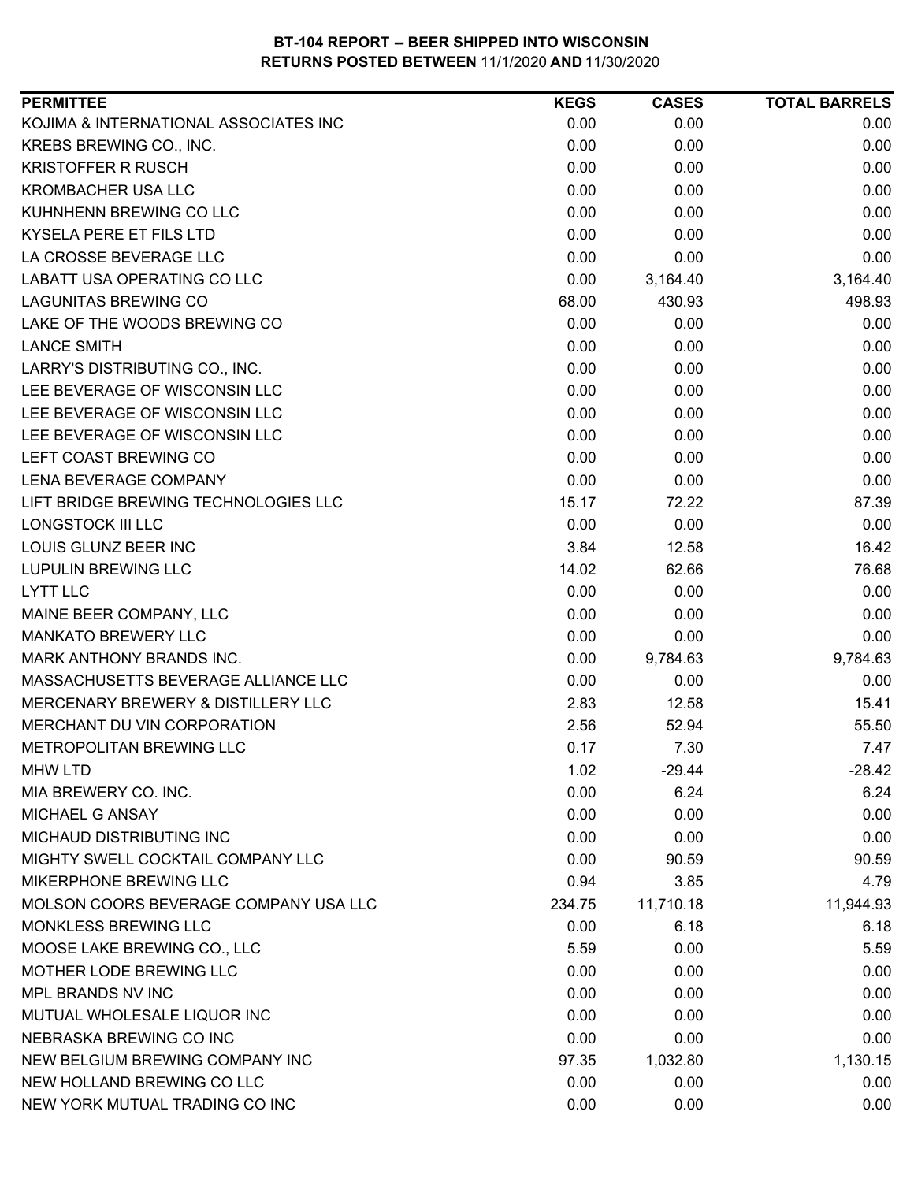**BT-104 REPORT -- BEER SHIPPED INTO WISCONSIN**
**RETURNS POSTED BETWEEN 11/1/2020 AND 11/30/2020**

| PERMITTEE | KEGS | CASES | TOTAL BARRELS |
|---|---|---|---|
| KOJIMA & INTERNATIONAL ASSOCIATES INC | 0.00 | 0.00 | 0.00 |
| KREBS BREWING CO., INC. | 0.00 | 0.00 | 0.00 |
| KRISTOFFER R RUSCH | 0.00 | 0.00 | 0.00 |
| KROMBACHER USA LLC | 0.00 | 0.00 | 0.00 |
| KUHNHENN BREWING CO LLC | 0.00 | 0.00 | 0.00 |
| KYSELA PERE ET FILS LTD | 0.00 | 0.00 | 0.00 |
| LA CROSSE BEVERAGE LLC | 0.00 | 0.00 | 0.00 |
| LABATT USA OPERATING CO LLC | 0.00 | 3,164.40 | 3,164.40 |
| LAGUNITAS BREWING CO | 68.00 | 430.93 | 498.93 |
| LAKE OF THE WOODS BREWING CO | 0.00 | 0.00 | 0.00 |
| LANCE SMITH | 0.00 | 0.00 | 0.00 |
| LARRY'S DISTRIBUTING CO., INC. | 0.00 | 0.00 | 0.00 |
| LEE BEVERAGE OF WISCONSIN LLC | 0.00 | 0.00 | 0.00 |
| LEE BEVERAGE OF WISCONSIN LLC | 0.00 | 0.00 | 0.00 |
| LEE BEVERAGE OF WISCONSIN LLC | 0.00 | 0.00 | 0.00 |
| LEFT COAST BREWING CO | 0.00 | 0.00 | 0.00 |
| LENA BEVERAGE COMPANY | 0.00 | 0.00 | 0.00 |
| LIFT BRIDGE BREWING TECHNOLOGIES LLC | 15.17 | 72.22 | 87.39 |
| LONGSTOCK III LLC | 0.00 | 0.00 | 0.00 |
| LOUIS GLUNZ BEER INC | 3.84 | 12.58 | 16.42 |
| LUPULIN BREWING LLC | 14.02 | 62.66 | 76.68 |
| LYTT LLC | 0.00 | 0.00 | 0.00 |
| MAINE BEER COMPANY, LLC | 0.00 | 0.00 | 0.00 |
| MANKATO BREWERY LLC | 0.00 | 0.00 | 0.00 |
| MARK ANTHONY BRANDS INC. | 0.00 | 9,784.63 | 9,784.63 |
| MASSACHUSETTS BEVERAGE ALLIANCE LLC | 0.00 | 0.00 | 0.00 |
| MERCENARY BREWERY & DISTILLERY LLC | 2.83 | 12.58 | 15.41 |
| MERCHANT DU VIN CORPORATION | 2.56 | 52.94 | 55.50 |
| METROPOLITAN BREWING LLC | 0.17 | 7.30 | 7.47 |
| MHW LTD | 1.02 | -29.44 | -28.42 |
| MIA BREWERY CO. INC. | 0.00 | 6.24 | 6.24 |
| MICHAEL G ANSAY | 0.00 | 0.00 | 0.00 |
| MICHAUD DISTRIBUTING INC | 0.00 | 0.00 | 0.00 |
| MIGHTY SWELL COCKTAIL COMPANY LLC | 0.00 | 90.59 | 90.59 |
| MIKERPHONE BREWING LLC | 0.94 | 3.85 | 4.79 |
| MOLSON COORS BEVERAGE COMPANY USA LLC | 234.75 | 11,710.18 | 11,944.93 |
| MONKLESS BREWING LLC | 0.00 | 6.18 | 6.18 |
| MOOSE LAKE BREWING CO., LLC | 5.59 | 0.00 | 5.59 |
| MOTHER LODE BREWING LLC | 0.00 | 0.00 | 0.00 |
| MPL BRANDS NV INC | 0.00 | 0.00 | 0.00 |
| MUTUAL WHOLESALE LIQUOR INC | 0.00 | 0.00 | 0.00 |
| NEBRASKA BREWING CO INC | 0.00 | 0.00 | 0.00 |
| NEW BELGIUM BREWING COMPANY INC | 97.35 | 1,032.80 | 1,130.15 |
| NEW HOLLAND BREWING CO LLC | 0.00 | 0.00 | 0.00 |
| NEW YORK MUTUAL TRADING CO INC | 0.00 | 0.00 | 0.00 |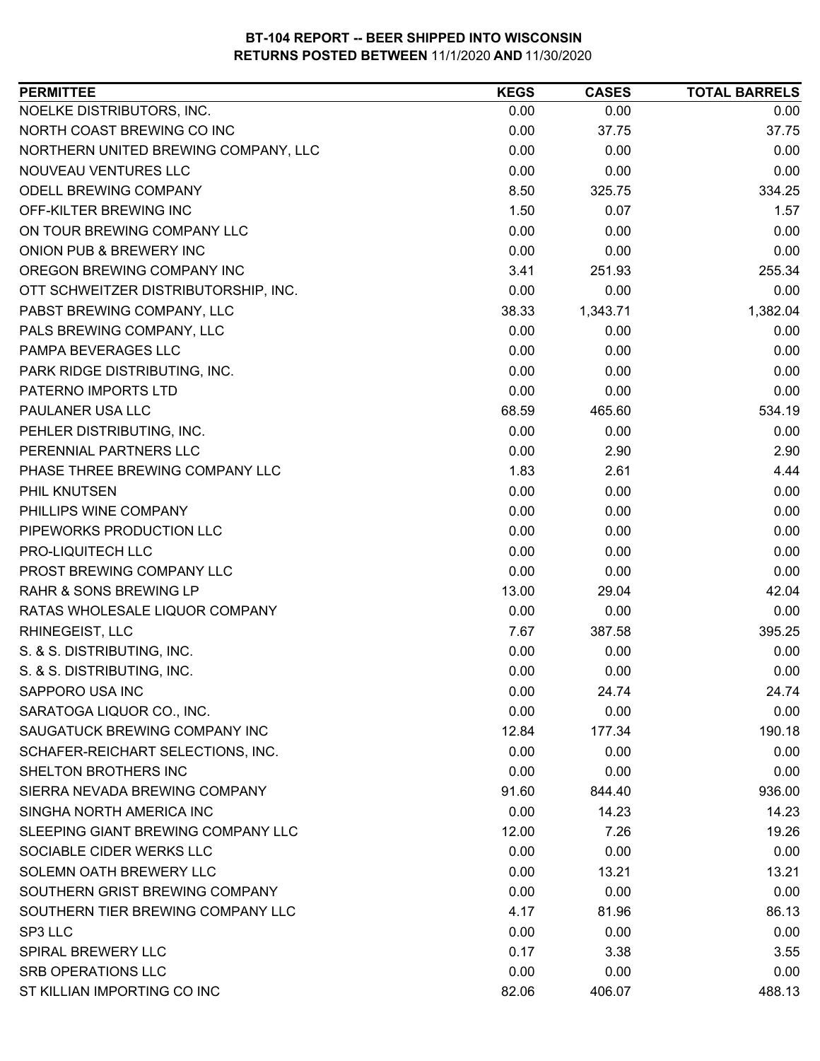**BT-104 REPORT -- BEER SHIPPED INTO WISCONSIN**
**RETURNS POSTED BETWEEN** 11/1/2020 **AND** 11/30/2020

| PERMITTEE | KEGS | CASES | TOTAL BARRELS |
|---|---|---|---|
| NOELKE DISTRIBUTORS, INC. | 0.00 | 0.00 | 0.00 |
| NORTH COAST BREWING CO INC | 0.00 | 37.75 | 37.75 |
| NORTHERN UNITED BREWING COMPANY, LLC | 0.00 | 0.00 | 0.00 |
| NOUVEAU VENTURES LLC | 0.00 | 0.00 | 0.00 |
| ODELL BREWING COMPANY | 8.50 | 325.75 | 334.25 |
| OFF-KILTER BREWING INC | 1.50 | 0.07 | 1.57 |
| ON TOUR BREWING COMPANY LLC | 0.00 | 0.00 | 0.00 |
| ONION PUB & BREWERY INC | 0.00 | 0.00 | 0.00 |
| OREGON BREWING COMPANY INC | 3.41 | 251.93 | 255.34 |
| OTT SCHWEITZER DISTRIBUTORSHIP, INC. | 0.00 | 0.00 | 0.00 |
| PABST BREWING COMPANY, LLC | 38.33 | 1,343.71 | 1,382.04 |
| PALS BREWING COMPANY, LLC | 0.00 | 0.00 | 0.00 |
| PAMPA BEVERAGES LLC | 0.00 | 0.00 | 0.00 |
| PARK RIDGE DISTRIBUTING, INC. | 0.00 | 0.00 | 0.00 |
| PATERNO IMPORTS LTD | 0.00 | 0.00 | 0.00 |
| PAULANER USA LLC | 68.59 | 465.60 | 534.19 |
| PEHLER DISTRIBUTING, INC. | 0.00 | 0.00 | 0.00 |
| PERENNIAL PARTNERS LLC | 0.00 | 2.90 | 2.90 |
| PHASE THREE BREWING COMPANY LLC | 1.83 | 2.61 | 4.44 |
| PHIL KNUTSEN | 0.00 | 0.00 | 0.00 |
| PHILLIPS WINE COMPANY | 0.00 | 0.00 | 0.00 |
| PIPEWORKS PRODUCTION LLC | 0.00 | 0.00 | 0.00 |
| PRO-LIQUITECH LLC | 0.00 | 0.00 | 0.00 |
| PROST BREWING COMPANY LLC | 0.00 | 0.00 | 0.00 |
| RAHR & SONS BREWING LP | 13.00 | 29.04 | 42.04 |
| RATAS WHOLESALE LIQUOR COMPANY | 0.00 | 0.00 | 0.00 |
| RHINEGEIST, LLC | 7.67 | 387.58 | 395.25 |
| S. & S. DISTRIBUTING, INC. | 0.00 | 0.00 | 0.00 |
| S. & S. DISTRIBUTING, INC. | 0.00 | 0.00 | 0.00 |
| SAPPORO USA INC | 0.00 | 24.74 | 24.74 |
| SARATOGA LIQUOR CO., INC. | 0.00 | 0.00 | 0.00 |
| SAUGATUCK BREWING COMPANY INC | 12.84 | 177.34 | 190.18 |
| SCHAFER-REICHART SELECTIONS, INC. | 0.00 | 0.00 | 0.00 |
| SHELTON BROTHERS INC | 0.00 | 0.00 | 0.00 |
| SIERRA NEVADA BREWING COMPANY | 91.60 | 844.40 | 936.00 |
| SINGHA NORTH AMERICA INC | 0.00 | 14.23 | 14.23 |
| SLEEPING GIANT BREWING COMPANY LLC | 12.00 | 7.26 | 19.26 |
| SOCIABLE CIDER WERKS LLC | 0.00 | 0.00 | 0.00 |
| SOLEMN OATH BREWERY LLC | 0.00 | 13.21 | 13.21 |
| SOUTHERN GRIST BREWING COMPANY | 0.00 | 0.00 | 0.00 |
| SOUTHERN TIER BREWING COMPANY LLC | 4.17 | 81.96 | 86.13 |
| SP3 LLC | 0.00 | 0.00 | 0.00 |
| SPIRAL BREWERY LLC | 0.17 | 3.38 | 3.55 |
| SRB OPERATIONS LLC | 0.00 | 0.00 | 0.00 |
| ST KILLIAN IMPORTING CO INC | 82.06 | 406.07 | 488.13 |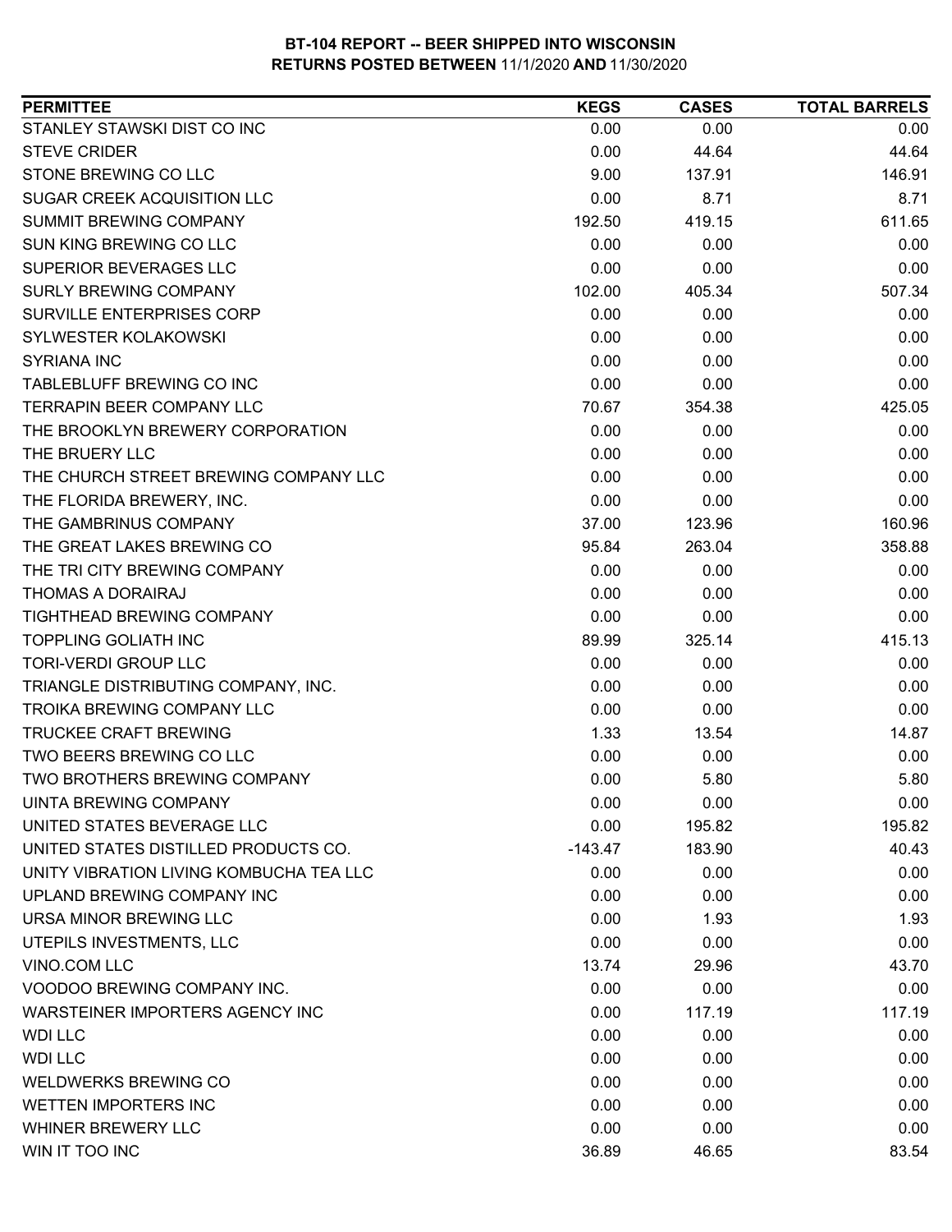**BT-104 REPORT -- BEER SHIPPED INTO WISCONSIN**
**RETURNS POSTED BETWEEN 11/1/2020 AND 11/30/2020**

| PERMITTEE | KEGS | CASES | TOTAL BARRELS |
|---|---|---|---|
| STANLEY STAWSKI DIST CO INC | 0.00 | 0.00 | 0.00 |
| STEVE CRIDER | 0.00 | 44.64 | 44.64 |
| STONE BREWING CO LLC | 9.00 | 137.91 | 146.91 |
| SUGAR CREEK ACQUISITION LLC | 0.00 | 8.71 | 8.71 |
| SUMMIT BREWING COMPANY | 192.50 | 419.15 | 611.65 |
| SUN KING BREWING CO LLC | 0.00 | 0.00 | 0.00 |
| SUPERIOR BEVERAGES LLC | 0.00 | 0.00 | 0.00 |
| SURLY BREWING COMPANY | 102.00 | 405.34 | 507.34 |
| SURVILLE ENTERPRISES CORP | 0.00 | 0.00 | 0.00 |
| SYLWESTER KOLAKOWSKI | 0.00 | 0.00 | 0.00 |
| SYRIANA INC | 0.00 | 0.00 | 0.00 |
| TABLEBLUFF BREWING CO INC | 0.00 | 0.00 | 0.00 |
| TERRAPIN BEER COMPANY LLC | 70.67 | 354.38 | 425.05 |
| THE BROOKLYN BREWERY CORPORATION | 0.00 | 0.00 | 0.00 |
| THE BRUERY LLC | 0.00 | 0.00 | 0.00 |
| THE CHURCH STREET BREWING COMPANY LLC | 0.00 | 0.00 | 0.00 |
| THE FLORIDA BREWERY, INC. | 0.00 | 0.00 | 0.00 |
| THE GAMBRINUS COMPANY | 37.00 | 123.96 | 160.96 |
| THE GREAT LAKES BREWING CO | 95.84 | 263.04 | 358.88 |
| THE TRI CITY BREWING COMPANY | 0.00 | 0.00 | 0.00 |
| THOMAS A DORAIRAJ | 0.00 | 0.00 | 0.00 |
| TIGHTHEAD BREWING COMPANY | 0.00 | 0.00 | 0.00 |
| TOPPLING GOLIATH INC | 89.99 | 325.14 | 415.13 |
| TORI-VERDI GROUP LLC | 0.00 | 0.00 | 0.00 |
| TRIANGLE DISTRIBUTING COMPANY, INC. | 0.00 | 0.00 | 0.00 |
| TROIKA BREWING COMPANY LLC | 0.00 | 0.00 | 0.00 |
| TRUCKEE CRAFT BREWING | 1.33 | 13.54 | 14.87 |
| TWO BEERS BREWING CO LLC | 0.00 | 0.00 | 0.00 |
| TWO BROTHERS BREWING COMPANY | 0.00 | 5.80 | 5.80 |
| UINTA BREWING COMPANY | 0.00 | 0.00 | 0.00 |
| UNITED STATES BEVERAGE LLC | 0.00 | 195.82 | 195.82 |
| UNITED STATES DISTILLED PRODUCTS CO. | -143.47 | 183.90 | 40.43 |
| UNITY VIBRATION LIVING KOMBUCHA TEA LLC | 0.00 | 0.00 | 0.00 |
| UPLAND BREWING COMPANY INC | 0.00 | 0.00 | 0.00 |
| URSA MINOR BREWING LLC | 0.00 | 1.93 | 1.93 |
| UTEPILS INVESTMENTS, LLC | 0.00 | 0.00 | 0.00 |
| VINO.COM LLC | 13.74 | 29.96 | 43.70 |
| VOODOO BREWING COMPANY INC. | 0.00 | 0.00 | 0.00 |
| WARSTEINER IMPORTERS AGENCY INC | 0.00 | 117.19 | 117.19 |
| WDI LLC | 0.00 | 0.00 | 0.00 |
| WDI LLC | 0.00 | 0.00 | 0.00 |
| WELDWERKS BREWING CO | 0.00 | 0.00 | 0.00 |
| WETTEN IMPORTERS INC | 0.00 | 0.00 | 0.00 |
| WHINER BREWERY LLC | 0.00 | 0.00 | 0.00 |
| WIN IT TOO INC | 36.89 | 46.65 | 83.54 |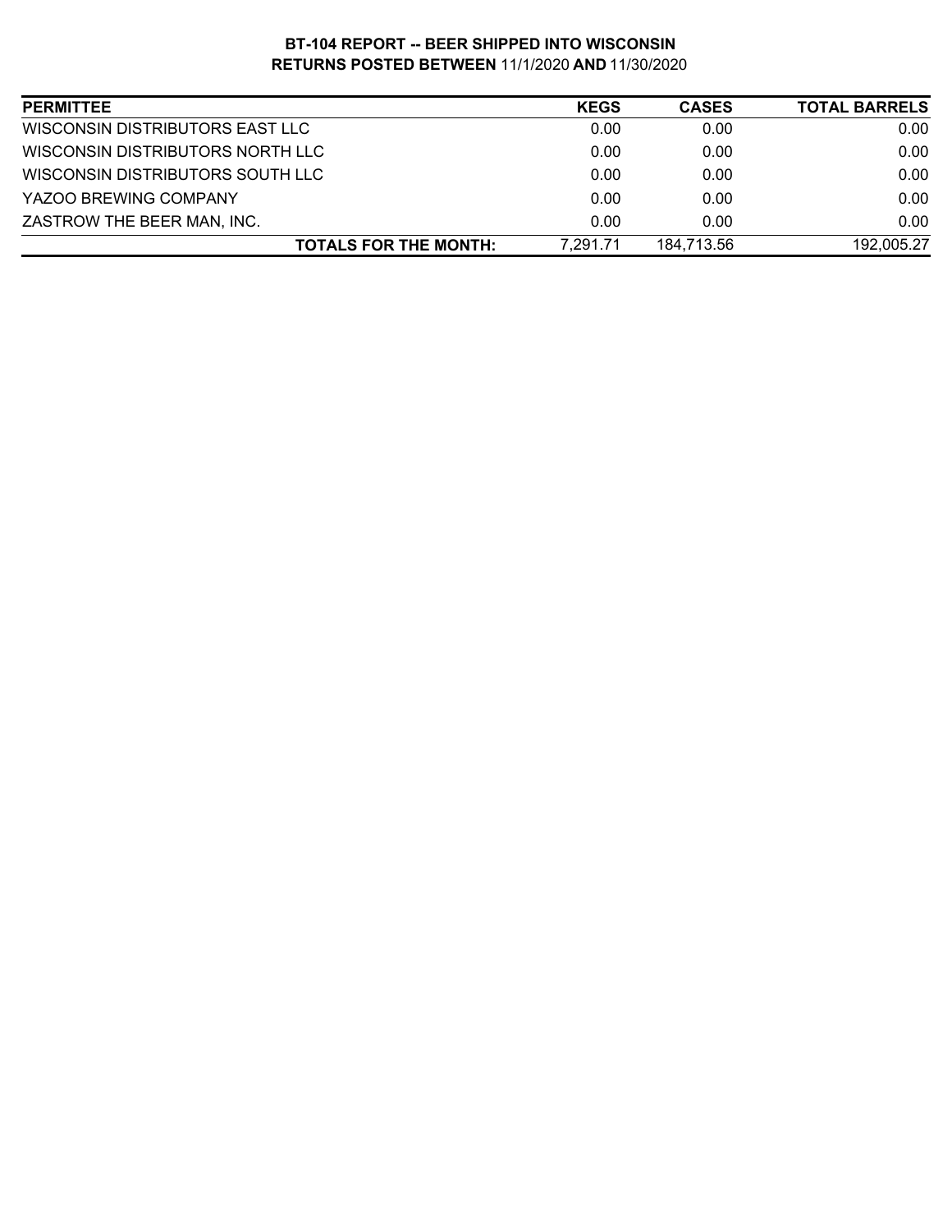**BT-104 REPORT -- BEER SHIPPED INTO WISCONSIN**
**RETURNS POSTED BETWEEN** 11/1/2020 **AND** 11/30/2020

| PERMITTEE | KEGS | CASES | TOTAL BARRELS |
|---|---|---|---|
| WISCONSIN DISTRIBUTORS EAST LLC | 0.00 | 0.00 | 0.00 |
| WISCONSIN DISTRIBUTORS NORTH LLC | 0.00 | 0.00 | 0.00 |
| WISCONSIN DISTRIBUTORS SOUTH LLC | 0.00 | 0.00 | 0.00 |
| YAZOO BREWING COMPANY | 0.00 | 0.00 | 0.00 |
| ZASTROW THE BEER MAN, INC. | 0.00 | 0.00 | 0.00 |
| **TOTALS FOR THE MONTH:** | 7,291.71 | 184,713.56 | 192,005.27 |